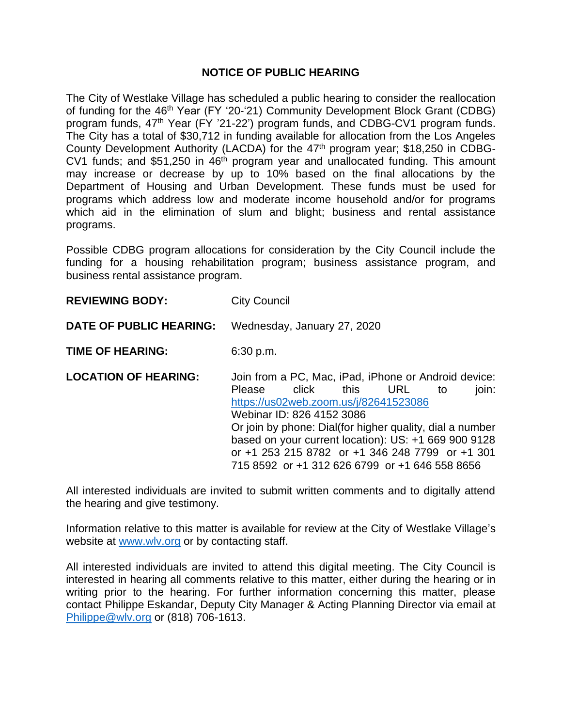# NOTICE OF PUBLIC HEARING

The City of Westlake Village has scheduled a public hearing to consider the reallocation of funding for the 46th Year (FY '20-'21) Community Development Block Grant (CDBG) program funds, 47th Year (FY '21-22') program funds, and CDBG-CV1 program funds. The City has a total of $30,712 in funding available for allocation from the Los Angeles County Development Authority (LACDA) for the 47th program year; $18,250 in CDBG-CV1 funds; and $51,250 in 46th program year and unallocated funding. This amount may increase or decrease by up to 10% based on the final allocations by the Department of Housing and Urban Development. These funds must be used for programs which address low and moderate income household and/or for programs which aid in the elimination of slum and blight; business and rental assistance programs.

Possible CDBG program allocations for consideration by the City Council include the funding for a housing rehabilitation program; business assistance program, and business rental assistance program.

**REVIEWING BODY:** City Council

**DATE OF PUBLIC HEARING:** Wednesday, January 27, 2020

**TIME OF HEARING:** 6:30 p.m.

**LOCATION OF HEARING:** Join from a PC, Mac, iPad, iPhone or Android device: Please click this URL to join: https://us02web.zoom.us/j/82641523086
Webinar ID: 826 4152 3086
Or join by phone: Dial(for higher quality, dial a number based on your current location): US: +1 669 900 9128 or +1 253 215 8782 or +1 346 248 7799 or +1 301 715 8592 or +1 312 626 6799 or +1 646 558 8656

All interested individuals are invited to submit written comments and to digitally attend the hearing and give testimony.

Information relative to this matter is available for review at the City of Westlake Village's website at www.wlv.org or by contacting staff.

All interested individuals are invited to attend this digital meeting. The City Council is interested in hearing all comments relative to this matter, either during the hearing or in writing prior to the hearing. For further information concerning this matter, please contact Philippe Eskandar, Deputy City Manager & Acting Planning Director via email at Philippe@wlv.org or (818) 706-1613.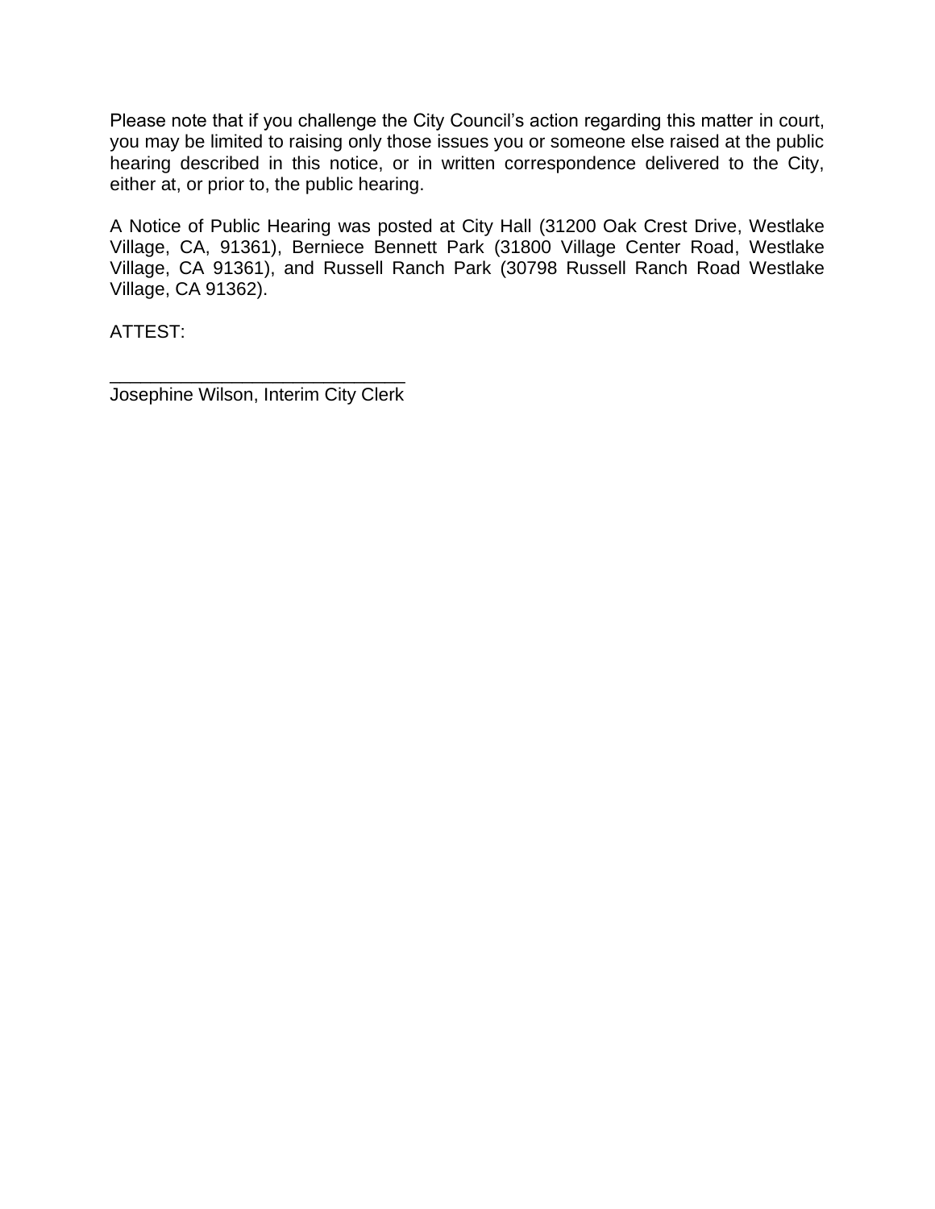Please note that if you challenge the City Council's action regarding this matter in court, you may be limited to raising only those issues you or someone else raised at the public hearing described in this notice, or in written correspondence delivered to the City, either at, or prior to, the public hearing.

A Notice of Public Hearing was posted at City Hall (31200 Oak Crest Drive, Westlake Village, CA, 91361), Berniece Bennett Park (31800 Village Center Road, Westlake Village, CA 91361), and Russell Ranch Park (30798 Russell Ranch Road Westlake Village, CA 91362).

ATTEST:

______________________________
Josephine Wilson, Interim City Clerk